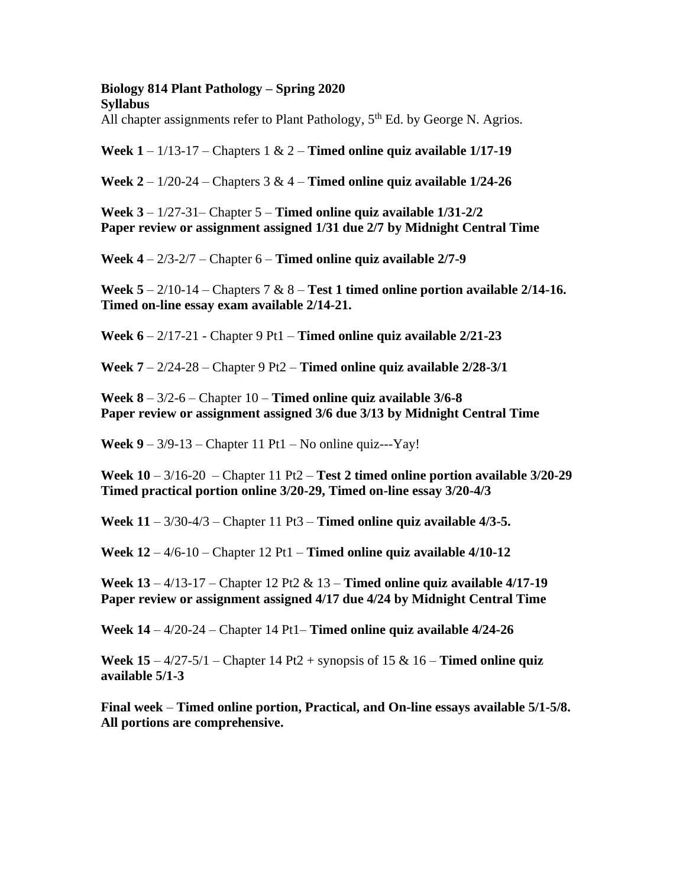**Biology 814 Plant Pathology – Spring 2020**
**Syllabus**

All chapter assignments refer to Plant Pathology, 5th Ed. by George N. Agrios.

**Week 1** – 1/13-17 – Chapters 1 & 2 – **Timed online quiz available 1/17-19**

**Week 2** – 1/20-24 – Chapters 3 & 4 – **Timed online quiz available 1/24-26**

**Week 3** – 1/27-31– Chapter 5 – **Timed online quiz available 1/31-2/2**
**Paper review or assignment assigned 1/31 due 2/7 by Midnight Central Time**

**Week 4** – 2/3-2/7 – Chapter 6 – **Timed online quiz available 2/7-9**

**Week 5** – 2/10-14 – Chapters 7 & 8 – **Test 1 timed online portion available 2/14-16. Timed on-line essay exam available 2/14-21.**

**Week 6** – 2/17-21 - Chapter 9 Pt1 – **Timed online quiz available 2/21-23**

**Week 7** – 2/24-28 – Chapter 9 Pt2 – **Timed online quiz available 2/28-3/1**

**Week 8** – 3/2-6 – Chapter 10 – **Timed online quiz available 3/6-8**
**Paper review or assignment assigned 3/6 due 3/13 by Midnight Central Time**

**Week 9** – 3/9-13 – Chapter 11 Pt1 – No online quiz---Yay!

**Week 10** – 3/16-20 – Chapter 11 Pt2 – **Test 2 timed online portion available 3/20-29 Timed practical portion online 3/20-29, Timed on-line essay 3/20-4/3**

**Week 11** – 3/30-4/3 – Chapter 11 Pt3 – **Timed online quiz available 4/3-5.**

**Week 12** – 4/6-10 – Chapter 12 Pt1 – **Timed online quiz available 4/10-12**

**Week 13** – 4/13-17 – Chapter 12 Pt2 & 13 – **Timed online quiz available 4/17-19**
**Paper review or assignment assigned 4/17 due 4/24 by Midnight Central Time**

**Week 14** – 4/20-24 – Chapter 14 Pt1– **Timed online quiz available 4/24-26**

**Week 15** – 4/27-5/1 – Chapter 14 Pt2 + synopsis of 15 & 16 – **Timed online quiz available 5/1-3**

**Final week** – **Timed online portion, Practical, and On-line essays available 5/1-5/8. All portions are comprehensive.**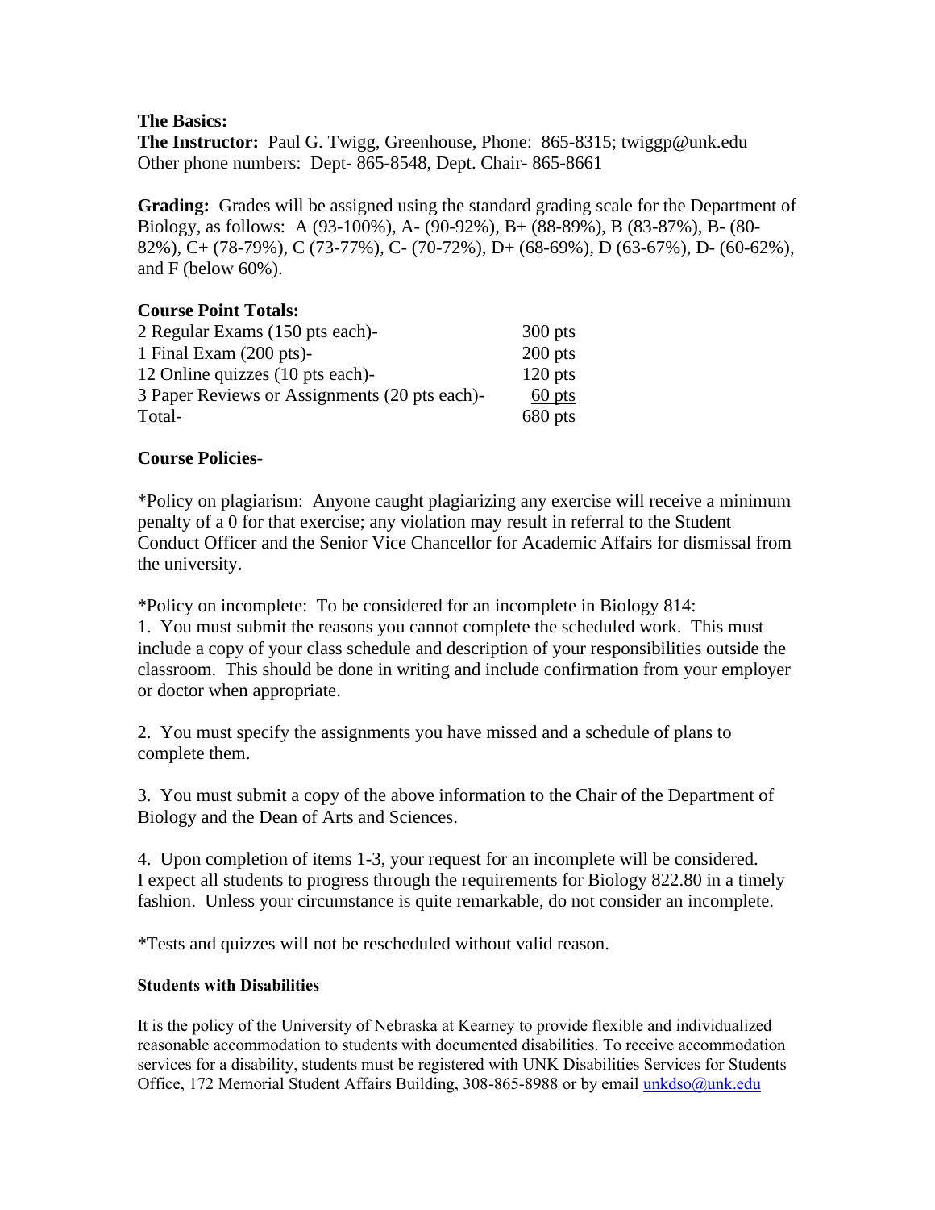**The Basics:**

**The Instructor:** Paul G. Twigg, Greenhouse, Phone: 865-8315; twiggp@unk.edu
Other phone numbers: Dept- 865-8548, Dept. Chair- 865-8661

**Grading:** Grades will be assigned using the standard grading scale for the Department of Biology, as follows: A (93-100%), A- (90-92%), B+ (88-89%), B (83-87%), B- (80-82%), C+ (78-79%), C (73-77%), C- (70-72%), D+ (68-69%), D (63-67%), D- (60-62%), and F (below 60%).

**Course Point Totals:**

| | |
|---|---|
| 2 Regular Exams (150 pts each)- | 300 pts |
| 1 Final Exam (200 pts)- | 200 pts |
| 12 Online quizzes (10 pts each)- | 120 pts |
| 3 Paper Reviews or Assignments (20 pts each)- | 60 pts |
| Total- | 680 pts |

**Course Policies**-

*Policy on plagiarism: Anyone caught plagiarizing any exercise will receive a minimum penalty of a 0 for that exercise; any violation may result in referral to the Student Conduct Officer and the Senior Vice Chancellor for Academic Affairs for dismissal from the university.

*Policy on incomplete: To be considered for an incomplete in Biology 814:

1. You must submit the reasons you cannot complete the scheduled work. This must include a copy of your class schedule and description of your responsibilities outside the classroom. This should be done in writing and include confirmation from your employer or doctor when appropriate.

2. You must specify the assignments you have missed and a schedule of plans to complete them.

3. You must submit a copy of the above information to the Chair of the Department of Biology and the Dean of Arts and Sciences.

4. Upon completion of items 1-3, your request for an incomplete will be considered.

I expect all students to progress through the requirements for Biology 822.80 in a timely fashion. Unless your circumstance is quite remarkable, do not consider an incomplete.

*Tests and quizzes will not be rescheduled without valid reason.

**Students with Disabilities**

It is the policy of the University of Nebraska at Kearney to provide flexible and individualized reasonable accommodation to students with documented disabilities. To receive accommodation services for a disability, students must be registered with UNK Disabilities Services for Students Office, 172 Memorial Student Affairs Building, 308-865-8988 or by email unkdso@unk.edu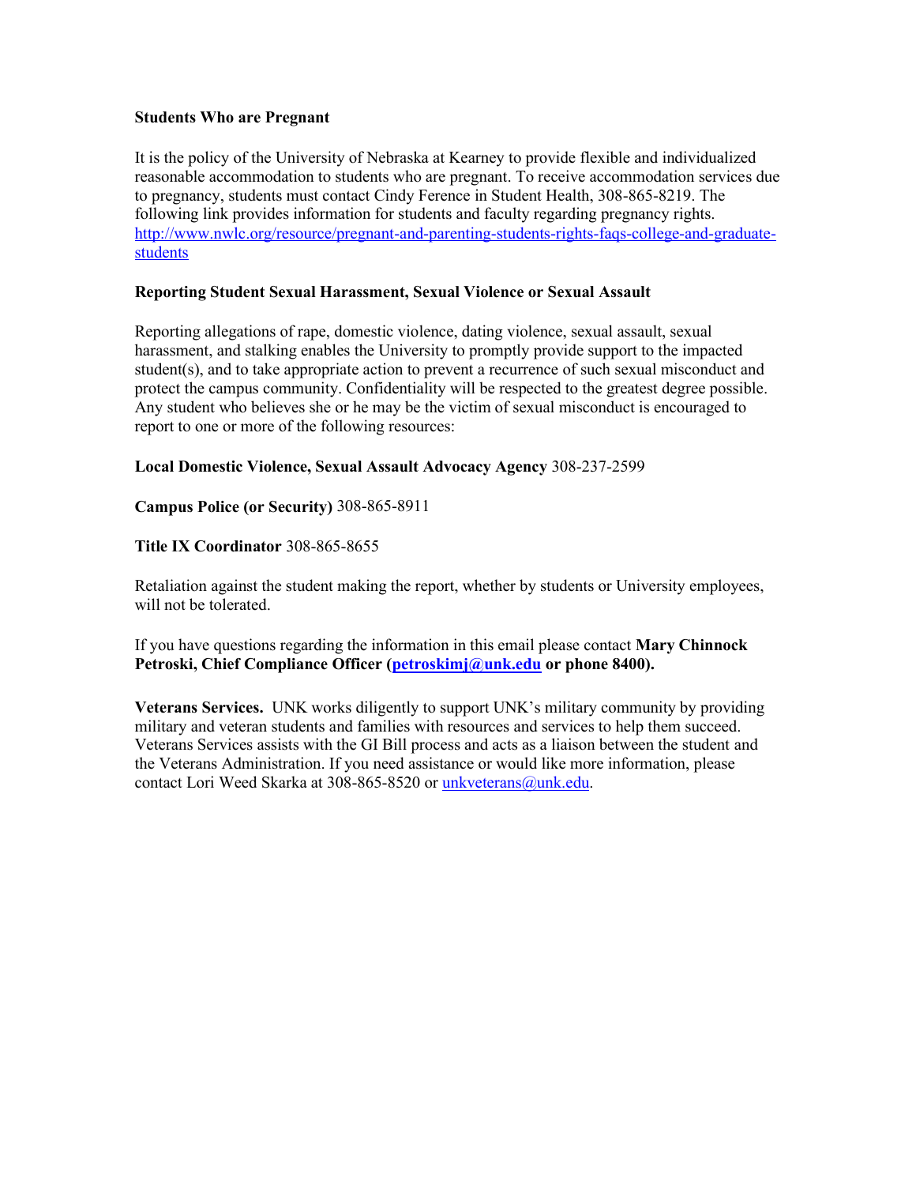**Students Who are Pregnant**

It is the policy of the University of Nebraska at Kearney to provide flexible and individualized reasonable accommodation to students who are pregnant. To receive accommodation services due to pregnancy, students must contact Cindy Ference in Student Health, 308-865-8219. The following link provides information for students and faculty regarding pregnancy rights. [http://www.nwlc.org/resource/pregnant-and-parenting-students-rights-faqs-college-and-graduate-students](http://www.nwlc.org/resource/pregnant-and-parenting-students-rights-faqs-college-and-graduate-students)

**Reporting Student Sexual Harassment, Sexual Violence or Sexual Assault**

Reporting allegations of rape, domestic violence, dating violence, sexual assault, sexual harassment, and stalking enables the University to promptly provide support to the impacted student(s), and to take appropriate action to prevent a recurrence of such sexual misconduct and protect the campus community. Confidentiality will be respected to the greatest degree possible. Any student who believes she or he may be the victim of sexual misconduct is encouraged to report to one or more of the following resources:

**Local Domestic Violence, Sexual Assault Advocacy Agency** 308-237-2599

**Campus Police (or Security)** 308-865-8911

**Title IX Coordinator** 308-865-8655

Retaliation against the student making the report, whether by students or University employees, will not be tolerated.

If you have questions regarding the information in this email please contact **Mary Chinnock Petroski, Chief Compliance Officer ([petroskimj@unk.edu](mailto:petroskimj@unk.edu) or phone 8400).**

**Veterans Services.** UNK works diligently to support UNK's military community by providing military and veteran students and families with resources and services to help them succeed. Veterans Services assists with the GI Bill process and acts as a liaison between the student and the Veterans Administration. If you need assistance or would like more information, please contact Lori Weed Skarka at 308-865-8520 or [unkveterans@unk.edu](mailto:unkveterans@unk.edu).